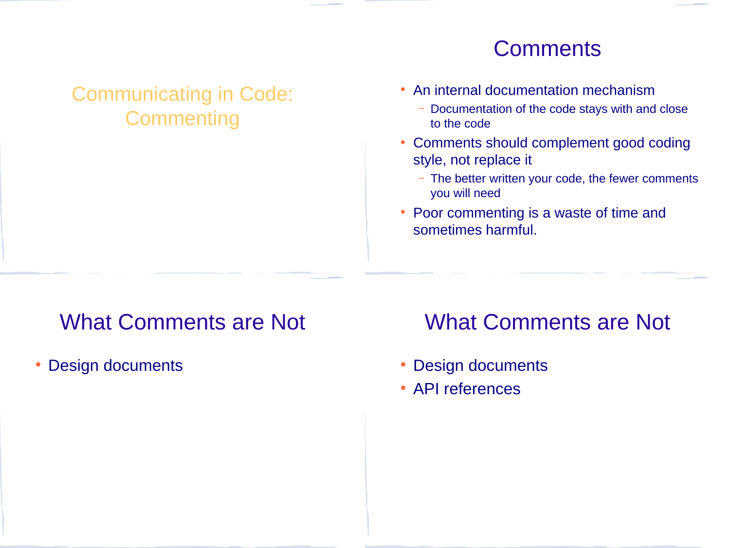# Communicating in Code: Commenting

## Comments

- An internal documentation mechanism
  - Documentation of the code stays with and close to the code
- Comments should complement good coding style, not replace it
  - The better written your code, the fewer comments you will need
- Poor commenting is a waste of time and sometimes harmful.

## What Comments are Not

- Design documents

## What Comments are Not

- Design documents
- API references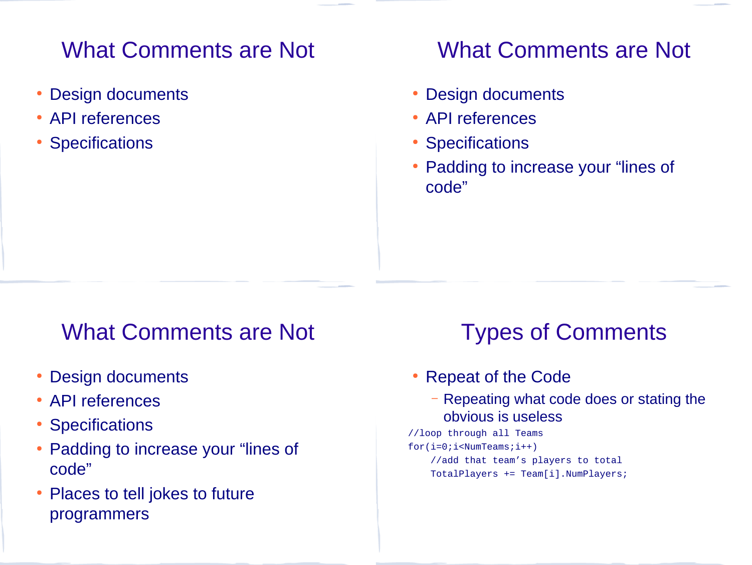## What Comments are Not

- Design documents
- API references
- Specifications

## What Comments are Not

- Design documents
- API references
- Specifications
- Padding to increase your “lines of code”

## What Comments are Not

- Design documents
- API references
- Specifications
- Padding to increase your “lines of code”
- Places to tell jokes to future programmers

## Types of Comments

- Repeat of the Code
  - Repeating what code does or stating the obvious is useless

```
//loop through all Teams
for(i=0;i<NumTeams;i++)
    //add that team’s players to total
    TotalPlayers += Team[i].NumPlayers;
```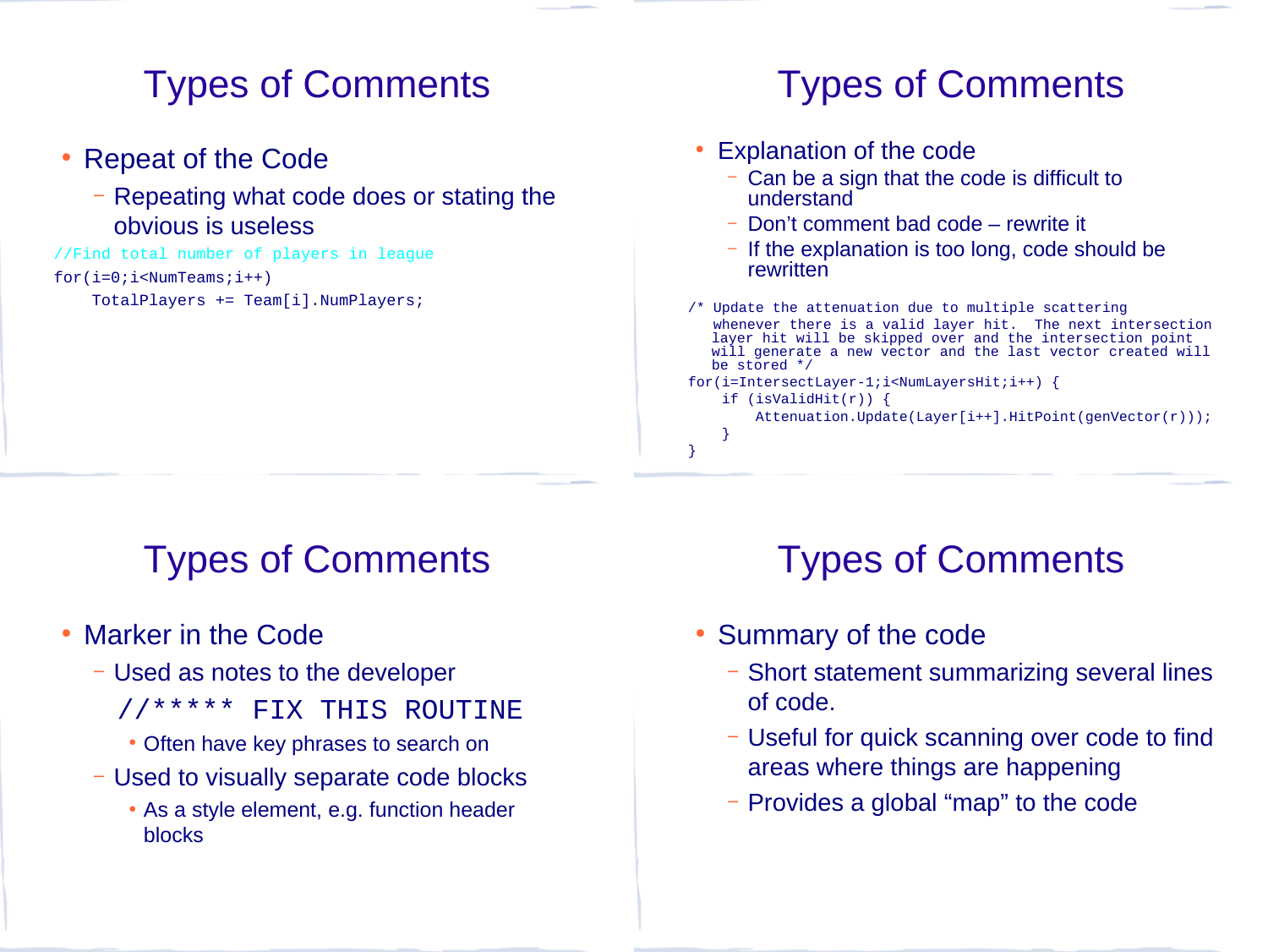## Types of Comments

- Repeat of the Code
  - Repeating what code does or stating the obvious is useless

```
//Find total number of players in league
for(i=0;i<NumTeams;i++)
    TotalPlayers += Team[i].NumPlayers;
```

## Types of Comments

- Explanation of the code
  - Can be a sign that the code is difficult to understand
  - Don't comment bad code – rewrite it
  - If the explanation is too long, code should be rewritten

```
/* Update the attenuation due to multiple scattering
   whenever there is a valid layer hit.  The next intersection
   layer hit will be skipped over and the intersection point
   will generate a new vector and the last vector created will
   be stored */
for(i=IntersectLayer-1;i<NumLayersHit;i++) {
    if (isValidHit(r)) {
        Attenuation.Update(Layer[i++].HitPoint(genVector(r)));
    }
}
```

## Types of Comments

- Marker in the Code
  - Used as notes to the developer

    ```
    //***** FIX THIS ROUTINE
    ```

    - Often have key phrases to search on
  - Used to visually separate code blocks
    - As a style element, e.g. function header blocks

## Types of Comments

- Summary of the code
  - Short statement summarizing several lines of code.
  - Useful for quick scanning over code to find areas where things are happening
  - Provides a global "map" to the code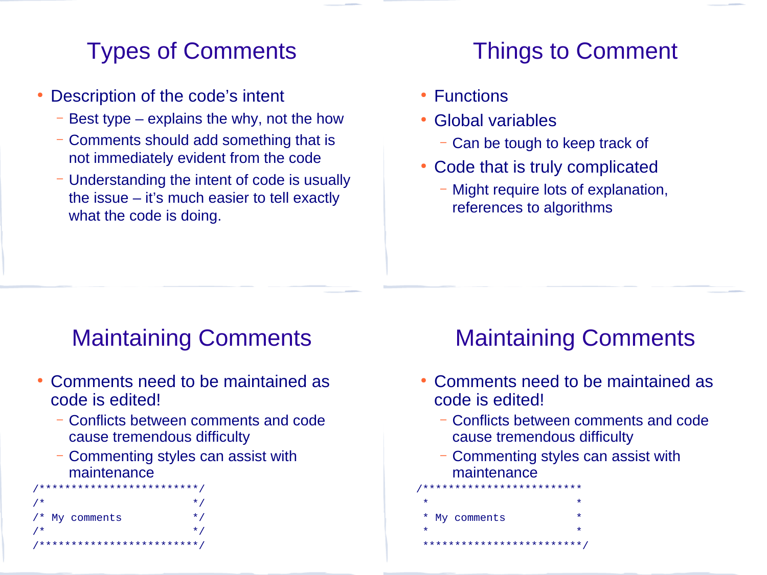## Types of Comments

- Description of the code's intent
  - Best type – explains the why, not the how
  - Comments should add something that is not immediately evident from the code
  - Understanding the intent of code is usually the issue – it's much easier to tell exactly what the code is doing.

## Things to Comment

- Functions
- Global variables
  - Can be tough to keep track of
- Code that is truly complicated
  - Might require lots of explanation, references to algorithms

## Maintaining Comments

- Comments need to be maintained as code is edited!
  - Conflicts between comments and code cause tremendous difficulty
  - Commenting styles can assist with maintenance

```
/*************************/
/*                       */
/* My comments           */
/*                       */
/*************************/
```

## Maintaining Comments

- Comments need to be maintained as code is edited!
  - Conflicts between comments and code cause tremendous difficulty
  - Commenting styles can assist with maintenance

```
/*************************
 *                       *
 * My comments           *
 *                       *
 *************************/
```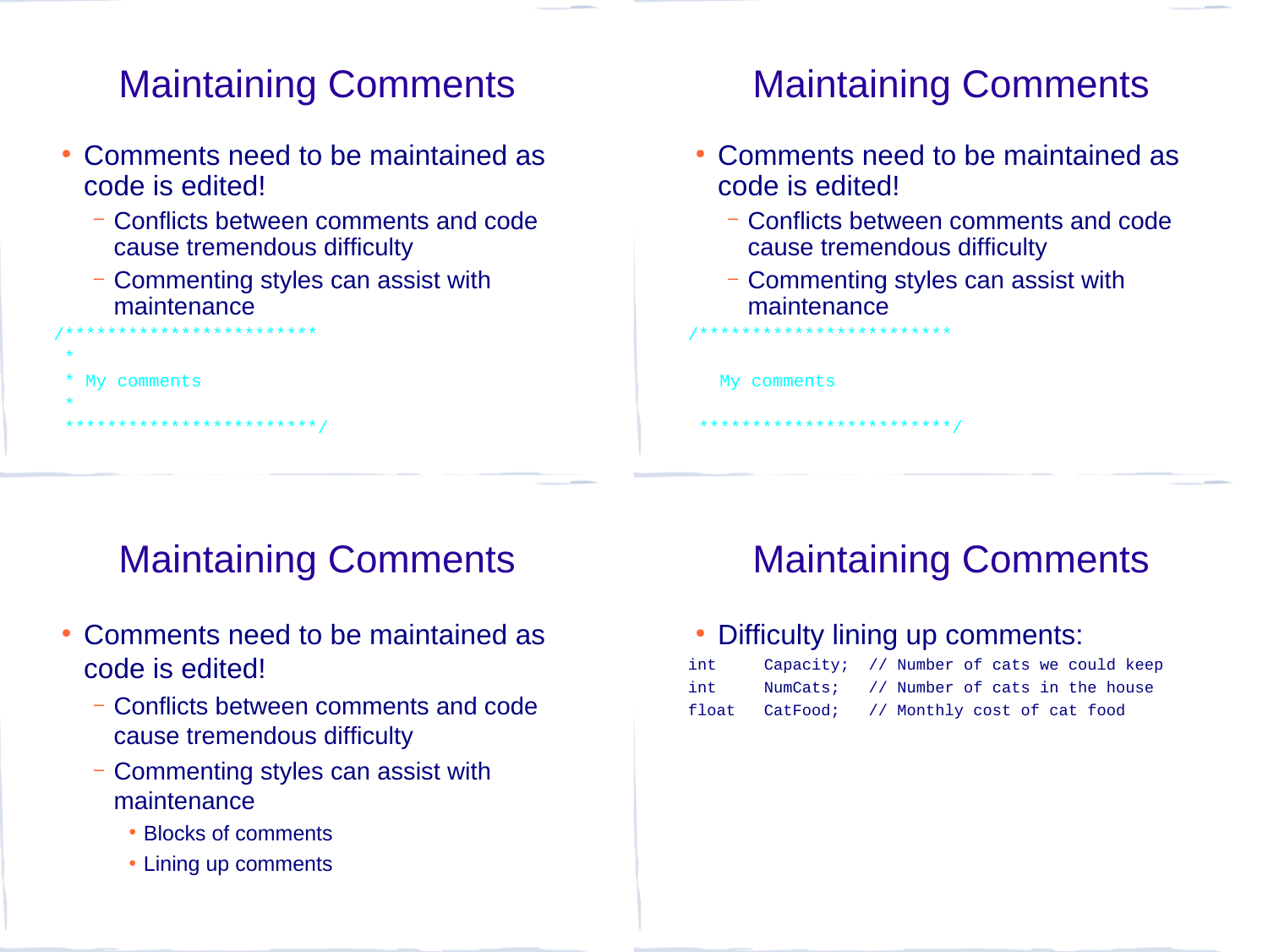## Maintaining Comments

- Comments need to be maintained as code is edited!
  - Conflicts between comments and code cause tremendous difficulty
  - Commenting styles can assist with maintenance

```
/************************
 *
 * My comments
 *
 ************************/
```

## Maintaining Comments

- Comments need to be maintained as code is edited!
  - Conflicts between comments and code cause tremendous difficulty
  - Commenting styles can assist with maintenance

```
/************************

   My comments

 ************************/
```

## Maintaining Comments

- Comments need to be maintained as code is edited!
  - Conflicts between comments and code cause tremendous difficulty
  - Commenting styles can assist with maintenance
    - Blocks of comments
    - Lining up comments

## Maintaining Comments

- Difficulty lining up comments:

```
int     Capacity;  // Number of cats we could keep
int     NumCats;   // Number of cats in the house
float   CatFood;   // Monthly cost of cat food
```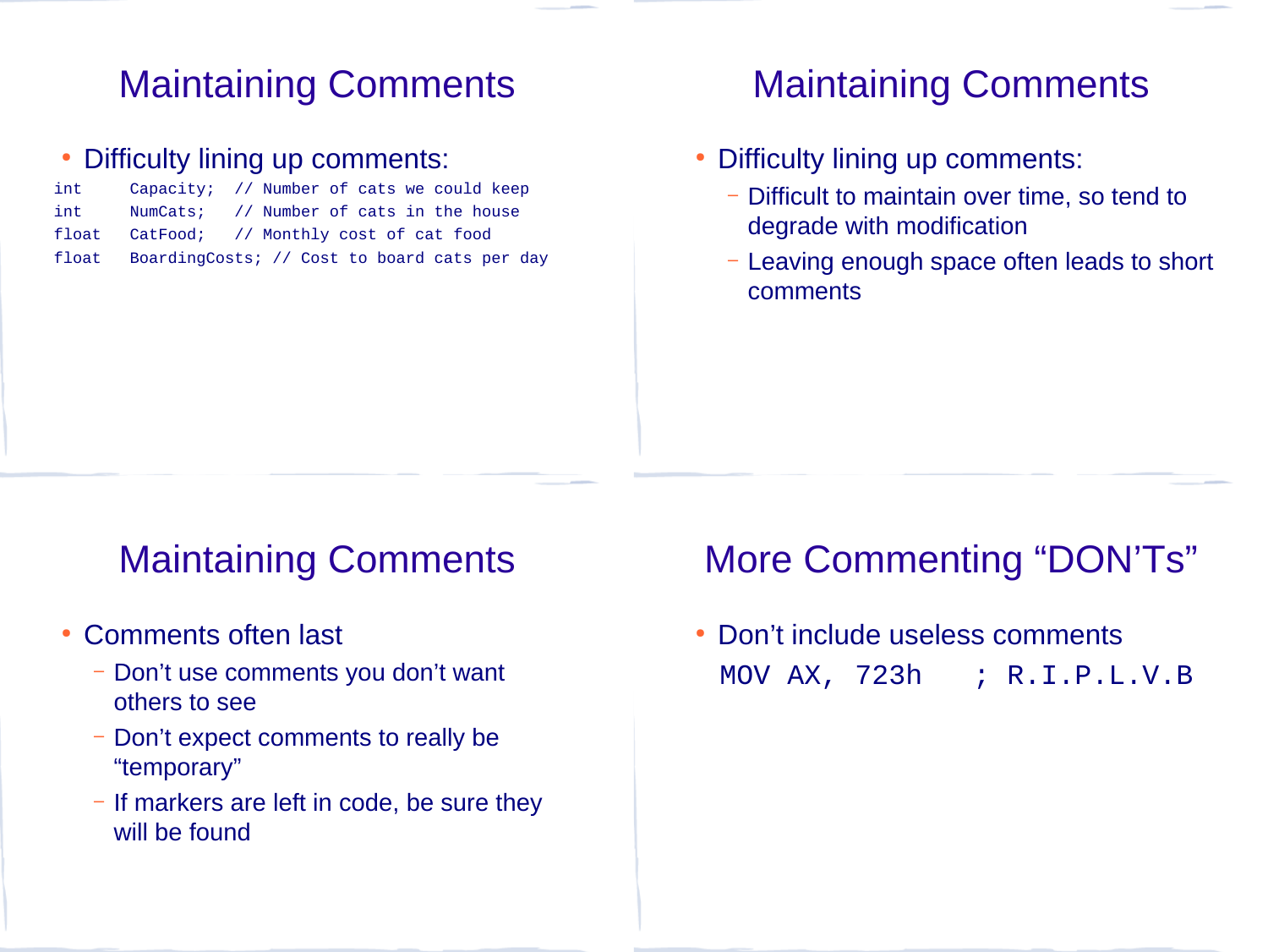## Maintaining Comments

- Difficulty lining up comments:

```
int     Capacity;  // Number of cats we could keep
int     NumCats;   // Number of cats in the house
float   CatFood;   // Monthly cost of cat food
float   BoardingCosts; // Cost to board cats per day
```

## Maintaining Comments

- Difficulty lining up comments:
  - Difficult to maintain over time, so tend to degrade with modification
  - Leaving enough space often leads to short comments

## Maintaining Comments

- Comments often last
  - Don't use comments you don't want others to see
  - Don't expect comments to really be "temporary"
  - If markers are left in code, be sure they will be found

## More Commenting "DON'Ts"

- Don't include useless comments

```
MOV AX, 723h   ; R.I.P.L.V.B
```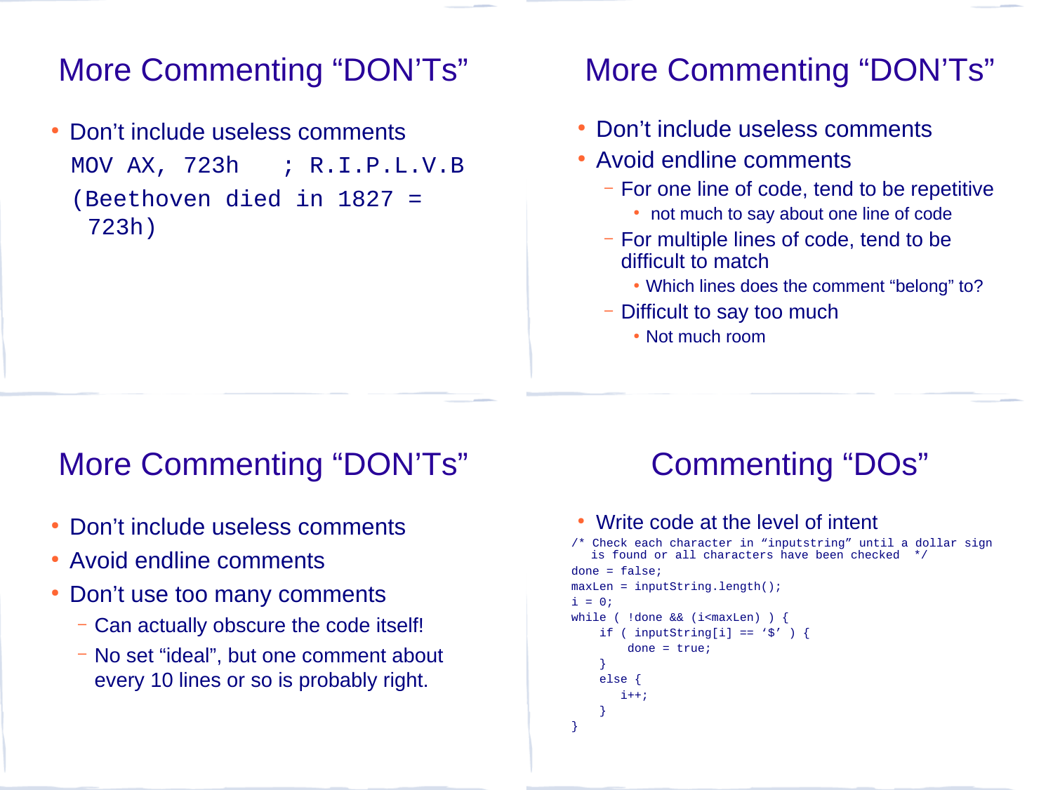## More Commenting "DON'Ts"

- Don't include useless comments

```
MOV AX, 723h   ; R.I.P.L.V.B
(Beethoven died in 1827 =
 723h)
```

## More Commenting "DON'Ts"

- Don't include useless comments
- Avoid endline comments
  - For one line of code, tend to be repetitive
    - not much to say about one line of code
  - For multiple lines of code, tend to be difficult to match
    - Which lines does the comment "belong" to?
  - Difficult to say too much
    - Not much room

## More Commenting "DON'Ts"

- Don't include useless comments
- Avoid endline comments
- Don't use too many comments
  - Can actually obscure the code itself!
  - No set "ideal", but one comment about every 10 lines or so is probably right.

## Commenting "DOs"

- Write code at the level of intent

```
/* Check each character in "inputstring" until a dollar sign
   is found or all characters have been checked   */
done = false;
maxLen = inputString.length();
i = 0;
while ( !done && (i<maxLen) ) {
    if ( inputString[i] == '$' ) {
        done = true;
    }
    else {
       i++;
    }
}
```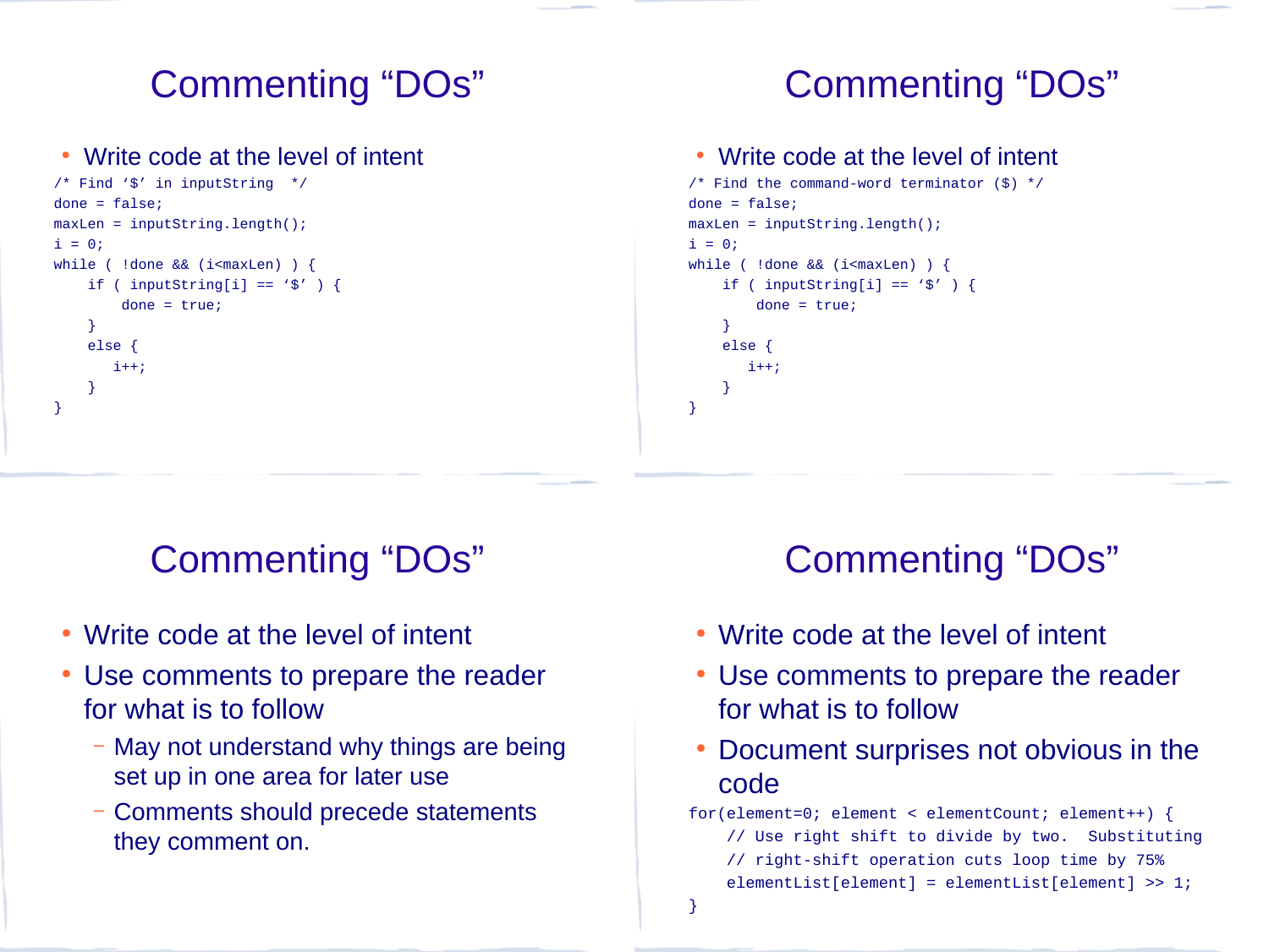# Commenting “DOs”

- Write code at the level of intent

```
/* Find ‘$’ in inputString  */
done = false;
maxLen = inputString.length();
i = 0;
while ( !done && (i<maxLen) ) {
    if ( inputString[i] == ‘$’ ) {
        done = true;
    }
    else {
       i++;
    }
}
```

# Commenting “DOs”

- Write code at the level of intent

```
/* Find the command-word terminator ($) */
done = false;
maxLen = inputString.length();
i = 0;
while ( !done && (i<maxLen) ) {
    if ( inputString[i] == ‘$’ ) {
        done = true;
    }
    else {
       i++;
    }
}
```

# Commenting “DOs”

- Write code at the level of intent
- Use comments to prepare the reader for what is to follow
  - May not understand why things are being set up in one area for later use
  - Comments should precede statements they comment on.

# Commenting “DOs”

- Write code at the level of intent
- Use comments to prepare the reader for what is to follow
- Document surprises not obvious in the code

```
for(element=0; element < elementCount; element++) {
    // Use right shift to divide by two.  Substituting
    // right-shift operation cuts loop time by 75%
    elementList[element] = elementList[element] >> 1;
}
```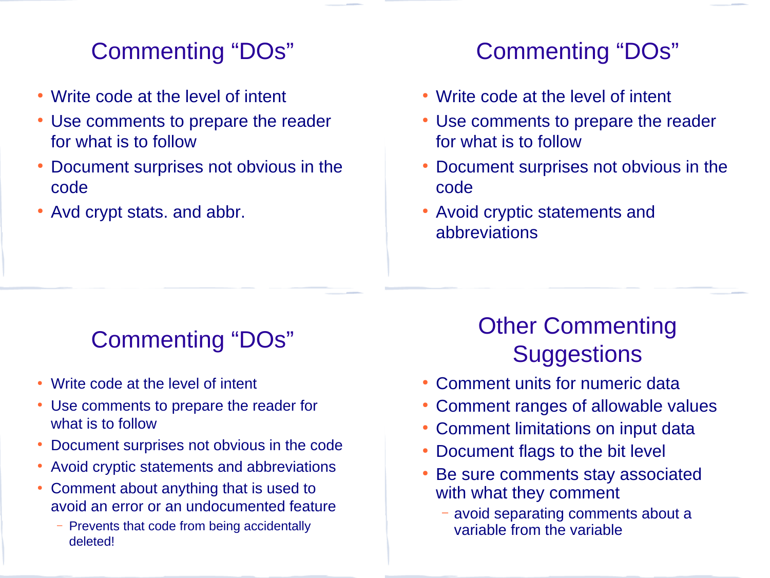## Commenting "DOs"

- Write code at the level of intent
- Use comments to prepare the reader for what is to follow
- Document surprises not obvious in the code
- Avd crypt stats. and abbr.

## Commenting "DOs"

- Write code at the level of intent
- Use comments to prepare the reader for what is to follow
- Document surprises not obvious in the code
- Avoid cryptic statements and abbreviations

## Commenting "DOs"

- Write code at the level of intent
- Use comments to prepare the reader for what is to follow
- Document surprises not obvious in the code
- Avoid cryptic statements and abbreviations
- Comment about anything that is used to avoid an error or an undocumented feature
  - Prevents that code from being accidentally deleted!

## Other Commenting Suggestions

- Comment units for numeric data
- Comment ranges of allowable values
- Comment limitations on input data
- Document flags to the bit level
- Be sure comments stay associated with what they comment
  - avoid separating comments about a variable from the variable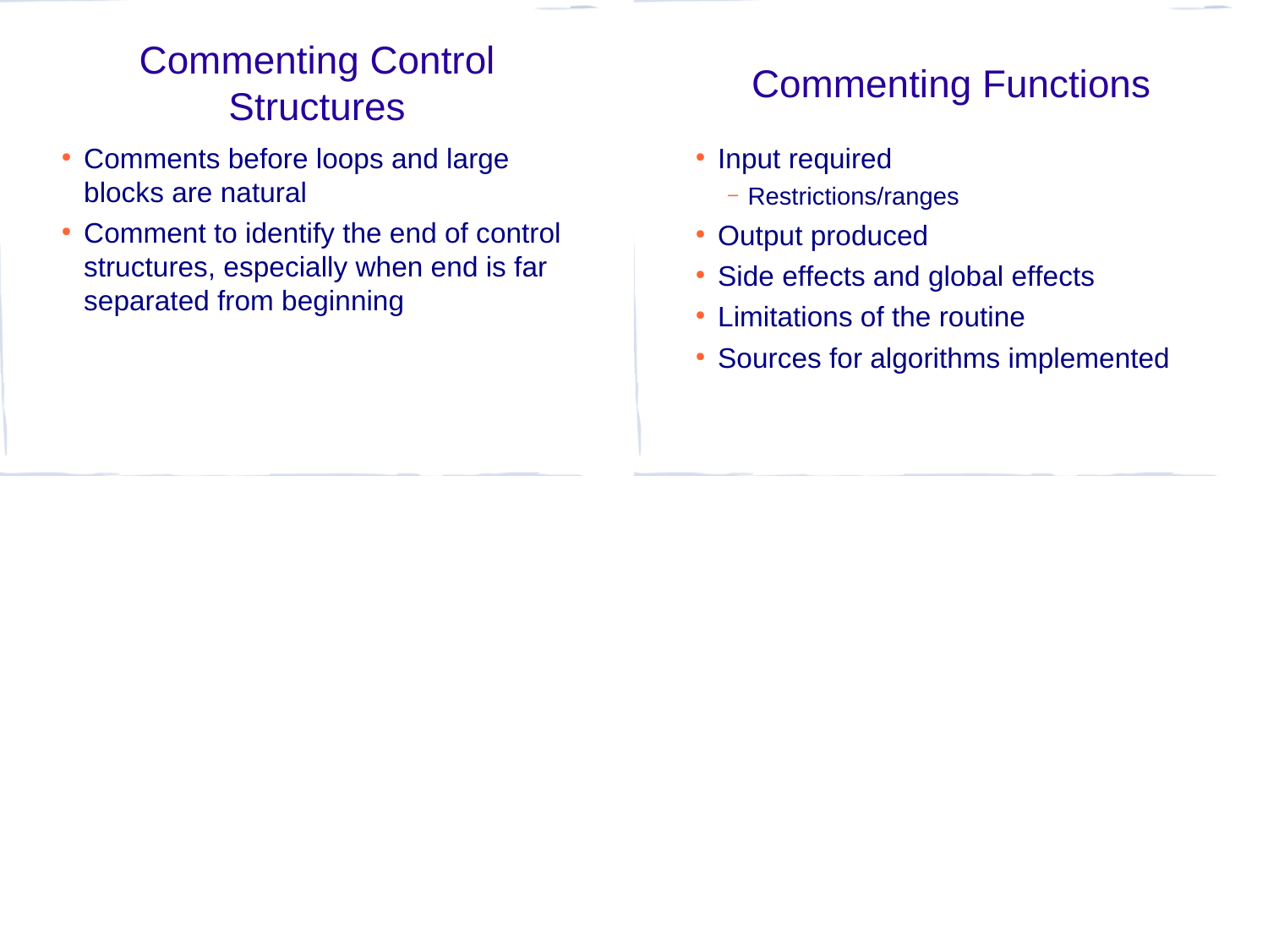## Commenting Control Structures

- Comments before loops and large blocks are natural
- Comment to identify the end of control structures, especially when end is far separated from beginning

## Commenting Functions

- Input required
  - Restrictions/ranges
- Output produced
- Side effects and global effects
- Limitations of the routine
- Sources for algorithms implemented